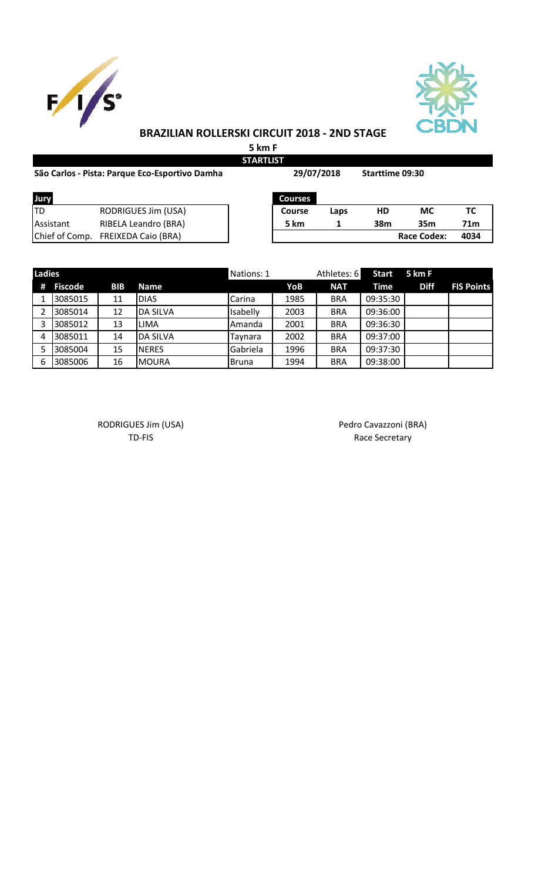# BRAZILIAN ROLLERSKI CIRCUIT 2018 - 2ND STAGE

**5 km F**

**STARTLIST**

**São Carlos - Pista: Parque Eco-Esportivo Damha** **29/07/2018** **Starttime 09:30**

| Jury | |
|---|---|
| TD | RODRIGUES Jim (USA) |
| Assistant | RIBELA Leandro (BRA) |
| Chief of Comp. | FREIXEDA Caio (BRA) |

| Courses | | | | |
|---|---|---|---|---|
| Course | Laps | HD | MC | TC |
| 5 km | 1 | 38m | 35m | 71m |
| | | | Race Codex: | 4034 |

| Ladies | | | | Nations: 1 | | Athletes: 6 | Start | 5 km F | |
|---|---|---|---|---|---|---|---|---|---|
| # | Fiscode | BIB | Name | | YoB | NAT | Time | Diff | FIS Points |
| 1 | 3085015 | 11 | DIAS | Carina | 1985 | BRA | 09:35:30 | | |
| 2 | 3085014 | 12 | DA SILVA | Isabelly | 2003 | BRA | 09:36:00 | | |
| 3 | 3085012 | 13 | LIMA | Amanda | 2001 | BRA | 09:36:30 | | |
| 4 | 3085011 | 14 | DA SILVA | Taynara | 2002 | BRA | 09:37:00 | | |
| 5 | 3085004 | 15 | NERES | Gabriela | 1996 | BRA | 09:37:30 | | |
| 6 | 3085006 | 16 | MOURA | Bruna | 1994 | BRA | 09:38:00 | | |

RODRIGUES Jim (USA)
TD-FIS

Pedro Cavazzoni (BRA)
Race Secretary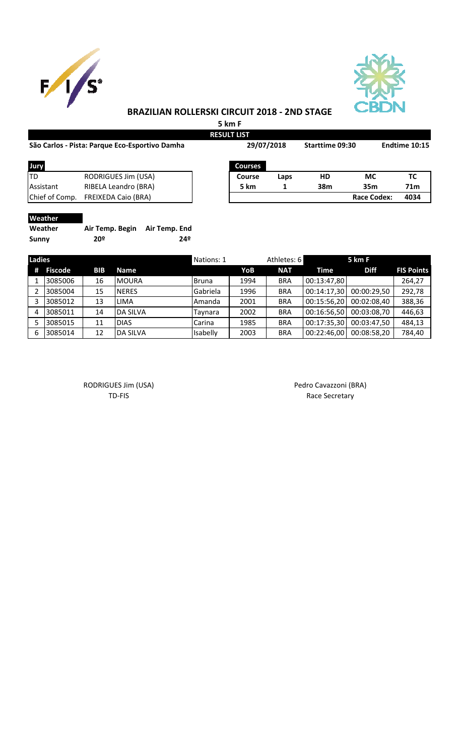# BRAZILIAN ROLLERSKI CIRCUIT 2018 - 2ND STAGE

**5 km F**

**RESULT LIST**

**São Carlos - Pista: Parque Eco-Esportivo Damha** | **29/07/2018** | **Starttime 09:30** | **Endtime 10:15**

| Jury | |
|---|---|
| TD | RODRIGUES Jim (USA) |
| Assistant | RIBELA Leandro (BRA) |
| Chief of Comp. | FREIXEDA Caio (BRA) |

| Courses | | | | |
|---|---|---|---|---|
| **Course** | **Laps** | **HD** | **MC** | **TC** |
| **5 km** | **1** | **38m** | **35m** | **71m** |
| | | | **Race Codex:** | **4034** |

**Weather**

| Weather | Air Temp. Begin | Air Temp. End |
|---|---|---|
| Sunny | 20º | 24º |

| Ladies | | | | Nations: 1 | | Athletes: 6 | 5 km F | | |
|---|---|---|---|---|---|---|---|---|---|
| # | Fiscode | BIB | Name | | YoB | NAT | Time | Diff | FIS Points |
| 1 | 3085006 | 16 | MOURA | Bruna | 1994 | BRA | 00:13:47,80 | | 264,27 |
| 2 | 3085004 | 15 | NERES | Gabriela | 1996 | BRA | 00:14:17,30 | 00:00:29,50 | 292,78 |
| 3 | 3085012 | 13 | LIMA | Amanda | 2001 | BRA | 00:15:56,20 | 00:02:08,40 | 388,36 |
| 4 | 3085011 | 14 | DA SILVA | Taynara | 2002 | BRA | 00:16:56,50 | 00:03:08,70 | 446,63 |
| 5 | 3085015 | 11 | DIAS | Carina | 1985 | BRA | 00:17:35,30 | 00:03:47,50 | 484,13 |
| 6 | 3085014 | 12 | DA SILVA | Isabelly | 2003 | BRA | 00:22:46,00 | 00:08:58,20 | 784,40 |

RODRIGUES Jim (USA)
TD-FIS

Pedro Cavazzoni (BRA)
Race Secretary